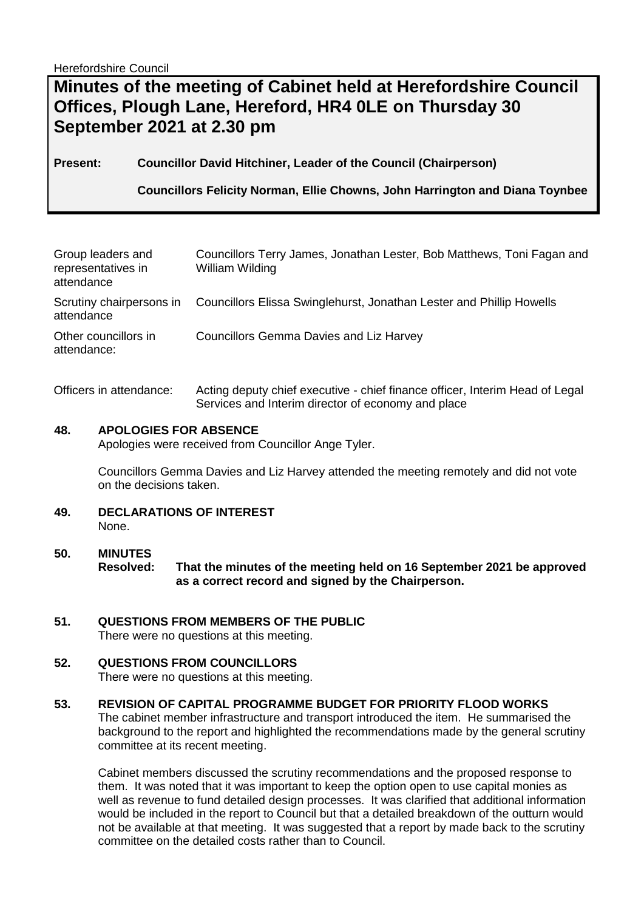Herefordshire Council

# Minutes of the meeting of Cabinet held at Herefordshire Council Offices, Plough Lane, Hereford, HR4 0LE on Thursday 30 September 2021 at 2.30 pm

**Present: Councillor David Hitchiner, Leader of the Council (Chairperson)**

**Councillors Felicity Norman, Ellie Chowns, John Harrington and Diana Toynbee**

| | |
|---|---|
| Group leaders and representatives in attendance | Councillors Terry James, Jonathan Lester, Bob Matthews, Toni Fagan and William Wilding |
| Scrutiny chairpersons in attendance | Councillors Elissa Swinglehurst, Jonathan Lester and Phillip Howells |
| Other councillors in attendance: | Councillors Gemma Davies and Liz Harvey |
| Officers in attendance: | Acting deputy chief executive - chief finance officer, Interim Head of Legal Services and Interim director of economy and place |

## 48. APOLOGIES FOR ABSENCE

Apologies were received from Councillor Ange Tyler.

Councillors Gemma Davies and Liz Harvey attended the meeting remotely and did not vote on the decisions taken.

## 49. DECLARATIONS OF INTEREST

None.

## 50. MINUTES

**Resolved: That the minutes of the meeting held on 16 September 2021 be approved as a correct record and signed by the Chairperson.**

## 51. QUESTIONS FROM MEMBERS OF THE PUBLIC

There were no questions at this meeting.

## 52. QUESTIONS FROM COUNCILLORS

There were no questions at this meeting.

## 53. REVISION OF CAPITAL PROGRAMME BUDGET FOR PRIORITY FLOOD WORKS

The cabinet member infrastructure and transport introduced the item. He summarised the background to the report and highlighted the recommendations made by the general scrutiny committee at its recent meeting.

Cabinet members discussed the scrutiny recommendations and the proposed response to them. It was noted that it was important to keep the option open to use capital monies as well as revenue to fund detailed design processes. It was clarified that additional information would be included in the report to Council but that a detailed breakdown of the outturn would not be available at that meeting. It was suggested that a report by made back to the scrutiny committee on the detailed costs rather than to Council.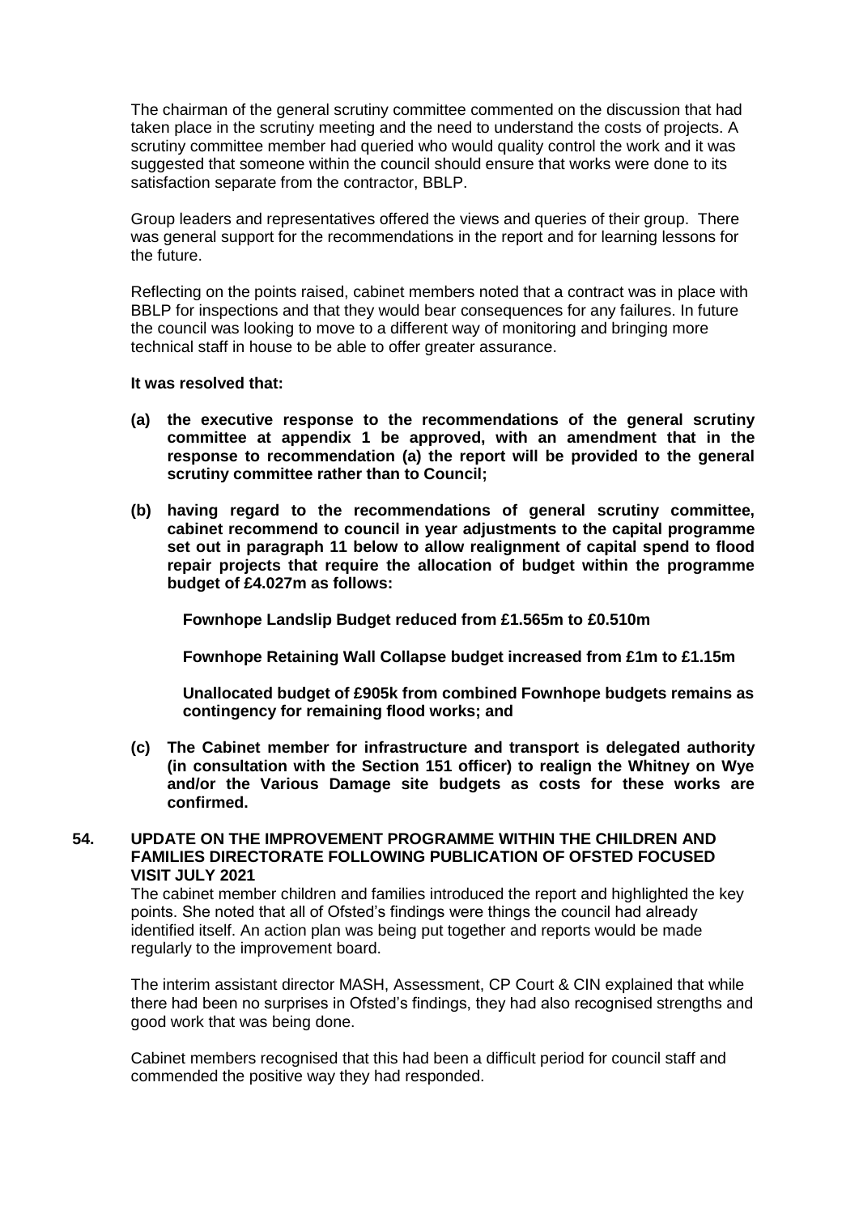The chairman of the general scrutiny committee commented on the discussion that had taken place in the scrutiny meeting and the need to understand the costs of projects. A scrutiny committee member had queried who would quality control the work and it was suggested that someone within the council should ensure that works were done to its satisfaction separate from the contractor, BBLP.

Group leaders and representatives offered the views and queries of their group. There was general support for the recommendations in the report and for learning lessons for the future.

Reflecting on the points raised, cabinet members noted that a contract was in place with BBLP for inspections and that they would bear consequences for any failures. In future the council was looking to move to a different way of monitoring and bringing more technical staff in house to be able to offer greater assurance.

**It was resolved that:**

**(a) the executive response to the recommendations of the general scrutiny committee at appendix 1 be approved, with an amendment that in the response to recommendation (a) the report will be provided to the general scrutiny committee rather than to Council;**

**(b) having regard to the recommendations of general scrutiny committee, cabinet recommend to council in year adjustments to the capital programme set out in paragraph 11 below to allow realignment of capital spend to flood repair projects that require the allocation of budget within the programme budget of £4.027m as follows:**

**Fownhope Landslip Budget reduced from £1.565m to £0.510m**

**Fownhope Retaining Wall Collapse budget increased from £1m to £1.15m**

**Unallocated budget of £905k from combined Fownhope budgets remains as contingency for remaining flood works; and**

**(c) The Cabinet member for infrastructure and transport is delegated authority (in consultation with the Section 151 officer) to realign the Whitney on Wye and/or the Various Damage site budgets as costs for these works are confirmed.**

## 54. UPDATE ON THE IMPROVEMENT PROGRAMME WITHIN THE CHILDREN AND FAMILIES DIRECTORATE FOLLOWING PUBLICATION OF OFSTED FOCUSED VISIT JULY 2021

The cabinet member children and families introduced the report and highlighted the key points. She noted that all of Ofsted's findings were things the council had already identified itself. An action plan was being put together and reports would be made regularly to the improvement board.

The interim assistant director MASH, Assessment, CP Court & CIN explained that while there had been no surprises in Ofsted's findings, they had also recognised strengths and good work that was being done.

Cabinet members recognised that this had been a difficult period for council staff and commended the positive way they had responded.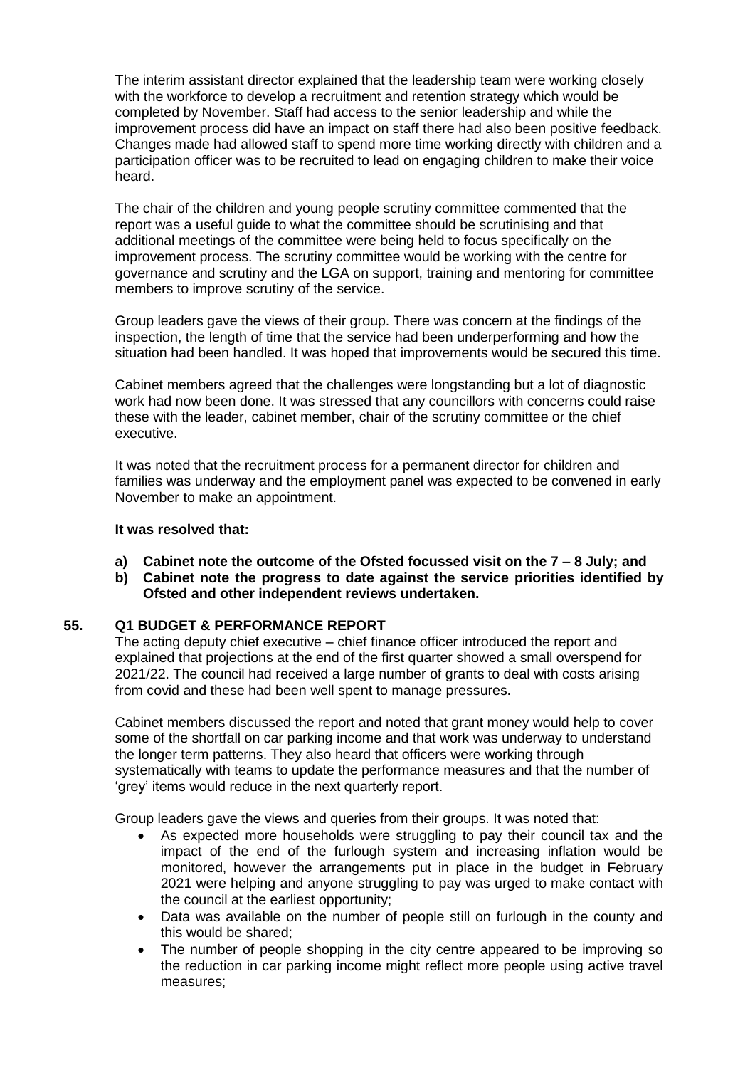The interim assistant director explained that the leadership team were working closely with the workforce to develop a recruitment and retention strategy which would be completed by November. Staff had access to the senior leadership and while the improvement process did have an impact on staff there had also been positive feedback. Changes made had allowed staff to spend more time working directly with children and a participation officer was to be recruited to lead on engaging children to make their voice heard.

The chair of the children and young people scrutiny committee commented that the report was a useful guide to what the committee should be scrutinising and that additional meetings of the committee were being held to focus specifically on the improvement process. The scrutiny committee would be working with the centre for governance and scrutiny and the LGA on support, training and mentoring for committee members to improve scrutiny of the service.

Group leaders gave the views of their group. There was concern at the findings of the inspection, the length of time that the service had been underperforming and how the situation had been handled. It was hoped that improvements would be secured this time.

Cabinet members agreed that the challenges were longstanding but a lot of diagnostic work had now been done. It was stressed that any councillors with concerns could raise these with the leader, cabinet member, chair of the scrutiny committee or the chief executive.

It was noted that the recruitment process for a permanent director for children and families was underway and the employment panel was expected to be convened in early November to make an appointment.

**It was resolved that:**

**a) Cabinet note the outcome of the Ofsted focussed visit on the 7 – 8 July; and**
**b) Cabinet note the progress to date against the service priorities identified by Ofsted and other independent reviews undertaken.**

## 55. Q1 BUDGET & PERFORMANCE REPORT

The acting deputy chief executive – chief finance officer introduced the report and explained that projections at the end of the first quarter showed a small overspend for 2021/22. The council had received a large number of grants to deal with costs arising from covid and these had been well spent to manage pressures.

Cabinet members discussed the report and noted that grant money would help to cover some of the shortfall on car parking income and that work was underway to understand the longer term patterns. They also heard that officers were working through systematically with teams to update the performance measures and that the number of 'grey' items would reduce in the next quarterly report.

Group leaders gave the views and queries from their groups. It was noted that:

- As expected more households were struggling to pay their council tax and the impact of the end of the furlough system and increasing inflation would be monitored, however the arrangements put in place in the budget in February 2021 were helping and anyone struggling to pay was urged to make contact with the council at the earliest opportunity;
- Data was available on the number of people still on furlough in the county and this would be shared;
- The number of people shopping in the city centre appeared to be improving so the reduction in car parking income might reflect more people using active travel measures;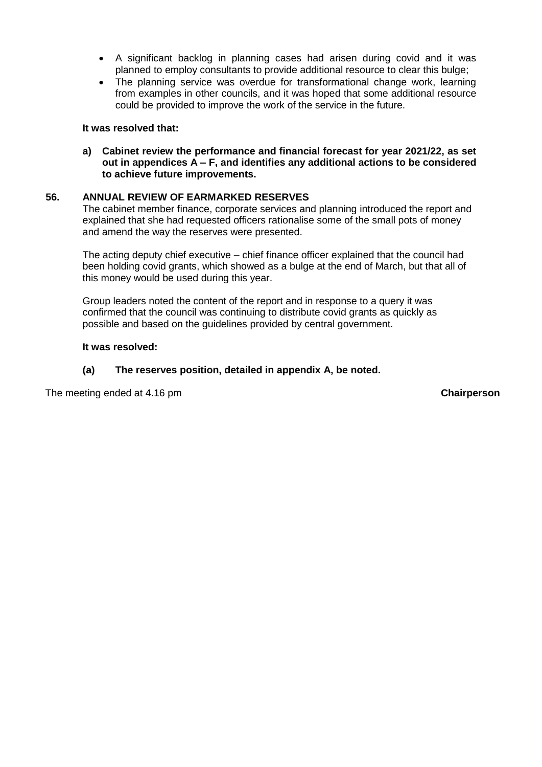- A significant backlog in planning cases had arisen during covid and it was planned to employ consultants to provide additional resource to clear this bulge;
- The planning service was overdue for transformational change work, learning from examples in other councils, and it was hoped that some additional resource could be provided to improve the work of the service in the future.

**It was resolved that:**

**a) Cabinet review the performance and financial forecast for year 2021/22, as set out in appendices A – F, and identifies any additional actions to be considered to achieve future improvements.**

### 56. ANNUAL REVIEW OF EARMARKED RESERVES

The cabinet member finance, corporate services and planning introduced the report and explained that she had requested officers rationalise some of the small pots of money and amend the way the reserves were presented.

The acting deputy chief executive – chief finance officer explained that the council had been holding covid grants, which showed as a bulge at the end of March, but that all of this money would be used during this year.

Group leaders noted the content of the report and in response to a query it was confirmed that the council was continuing to distribute covid grants as quickly as possible and based on the guidelines provided by central government.

**It was resolved:**

**(a) The reserves position, detailed in appendix A, be noted.**

The meeting ended at 4.16 pm **Chairperson**